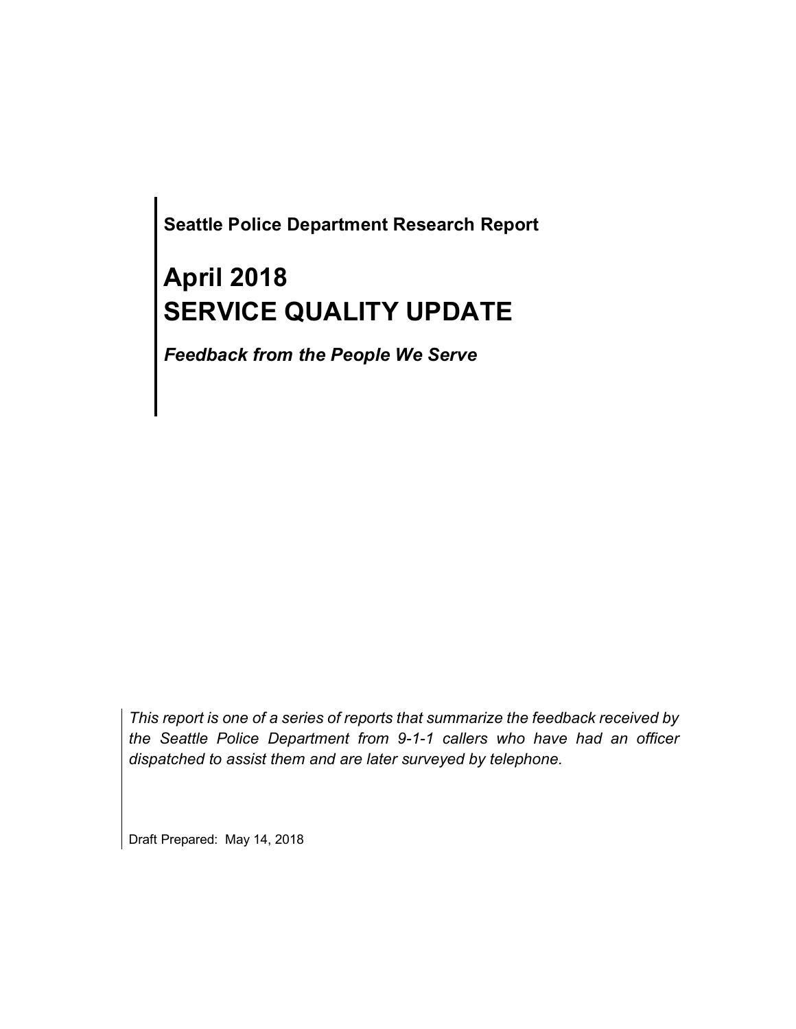**Seattle Police Department Research Report**

# April 2018
# SERVICE QUALITY UPDATE

***Feedback from the People We Serve***

*This report is one of a series of reports that summarize the feedback received by the Seattle Police Department from 9-1-1 callers who have had an officer dispatched to assist them and are later surveyed by telephone.*

Draft Prepared: May 14, 2018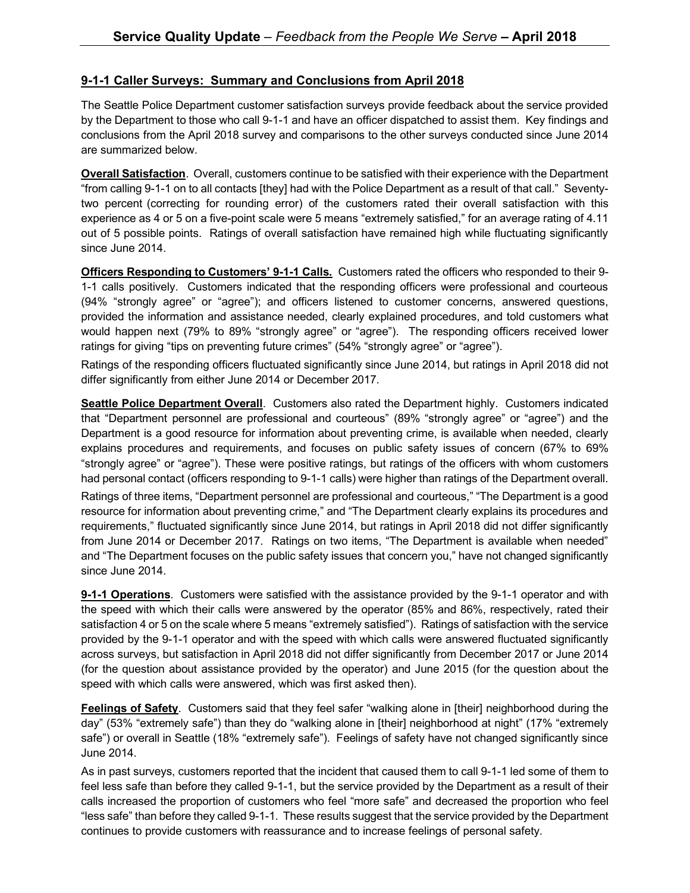## 9-1-1 Caller Surveys: Summary and Conclusions from April 2018

The Seattle Police Department customer satisfaction surveys provide feedback about the service provided by the Department to those who call 9-1-1 and have an officer dispatched to assist them. Key findings and conclusions from the April 2018 survey and comparisons to the other surveys conducted since June 2014 are summarized below.

**Overall Satisfaction**. Overall, customers continue to be satisfied with their experience with the Department "from calling 9-1-1 on to all contacts [they] had with the Police Department as a result of that call." Seventy-two percent (correcting for rounding error) of the customers rated their overall satisfaction with this experience as 4 or 5 on a five-point scale were 5 means "extremely satisfied," for an average rating of 4.11 out of 5 possible points. Ratings of overall satisfaction have remained high while fluctuating significantly since June 2014.

**Officers Responding to Customers' 9-1-1 Calls.** Customers rated the officers who responded to their 9-1-1 calls positively. Customers indicated that the responding officers were professional and courteous (94% "strongly agree" or "agree"); and officers listened to customer concerns, answered questions, provided the information and assistance needed, clearly explained procedures, and told customers what would happen next (79% to 89% "strongly agree" or "agree"). The responding officers received lower ratings for giving "tips on preventing future crimes" (54% "strongly agree" or "agree").

Ratings of the responding officers fluctuated significantly since June 2014, but ratings in April 2018 did not differ significantly from either June 2014 or December 2017.

**Seattle Police Department Overall**. Customers also rated the Department highly. Customers indicated that "Department personnel are professional and courteous" (89% "strongly agree" or "agree") and the Department is a good resource for information about preventing crime, is available when needed, clearly explains procedures and requirements, and focuses on public safety issues of concern (67% to 69% "strongly agree" or "agree"). These were positive ratings, but ratings of the officers with whom customers had personal contact (officers responding to 9-1-1 calls) were higher than ratings of the Department overall.

Ratings of three items, "Department personnel are professional and courteous," "The Department is a good resource for information about preventing crime," and "The Department clearly explains its procedures and requirements," fluctuated significantly since June 2014, but ratings in April 2018 did not differ significantly from June 2014 or December 2017. Ratings on two items, "The Department is available when needed" and "The Department focuses on the public safety issues that concern you," have not changed significantly since June 2014.

**9-1-1 Operations**. Customers were satisfied with the assistance provided by the 9-1-1 operator and with the speed with which their calls were answered by the operator (85% and 86%, respectively, rated their satisfaction 4 or 5 on the scale where 5 means "extremely satisfied"). Ratings of satisfaction with the service provided by the 9-1-1 operator and with the speed with which calls were answered fluctuated significantly across surveys, but satisfaction in April 2018 did not differ significantly from December 2017 or June 2014 (for the question about assistance provided by the operator) and June 2015 (for the question about the speed with which calls were answered, which was first asked then).

**Feelings of Safety**. Customers said that they feel safer "walking alone in [their] neighborhood during the day" (53% "extremely safe") than they do "walking alone in [their] neighborhood at night" (17% "extremely safe") or overall in Seattle (18% "extremely safe"). Feelings of safety have not changed significantly since June 2014.

As in past surveys, customers reported that the incident that caused them to call 9-1-1 led some of them to feel less safe than before they called 9-1-1, but the service provided by the Department as a result of their calls increased the proportion of customers who feel "more safe" and decreased the proportion who feel "less safe" than before they called 9-1-1. These results suggest that the service provided by the Department continues to provide customers with reassurance and to increase feelings of personal safety.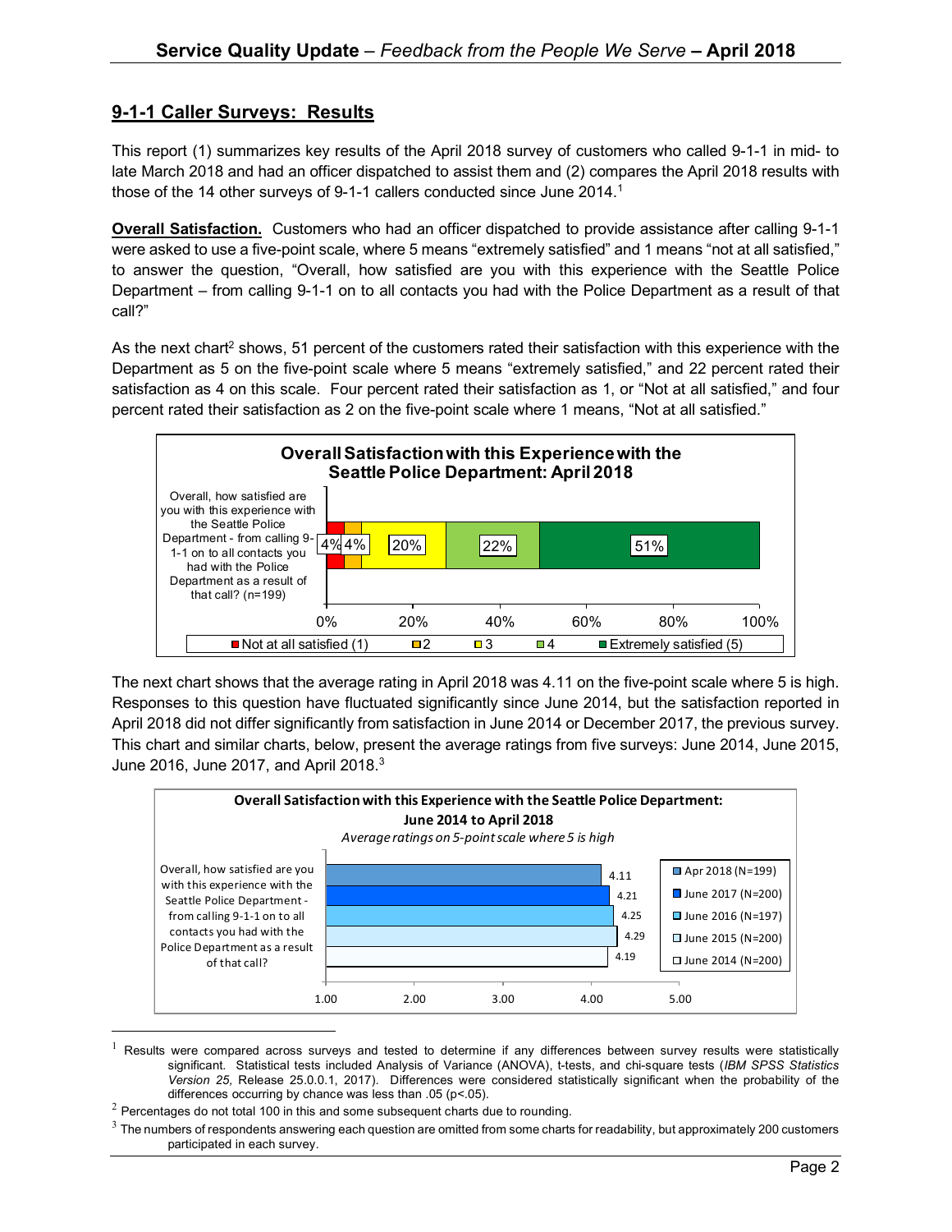## 9-1-1 Caller Surveys: Results

This report (1) summarizes key results of the April 2018 survey of customers who called 9-1-1 in mid- to late March 2018 and had an officer dispatched to assist them and (2) compares the April 2018 results with those of the 14 other surveys of 9-1-1 callers conducted since June 2014.[1]

**Overall Satisfaction.** Customers who had an officer dispatched to provide assistance after calling 9-1-1 were asked to use a five-point scale, where 5 means "extremely satisfied" and 1 means "not at all satisfied," to answer the question, "Overall, how satisfied are you with this experience with the Seattle Police Department – from calling 9-1-1 on to all contacts you had with the Police Department as a result of that call?"

As the next chart[2] shows, 51 percent of the customers rated their satisfaction with this experience with the Department as 5 on the five-point scale where 5 means "extremely satisfied," and 22 percent rated their satisfaction as 4 on this scale. Four percent rated their satisfaction as 1, or "Not at all satisfied," and four percent rated their satisfaction as 2 on the five-point scale where 1 means, "Not at all satisfied."

**Overall Satisfaction with this Experience with the Seattle Police Department: April 2018**

| | Not at all satisfied (1) | 2 | 3 | 4 | Extremely satisfied (5) |
|---|---|---|---|---|---|
| Overall, how satisfied are you with this experience with the Seattle Police Department - from calling 9-1-1 on to all contacts you had with the Police Department as a result of that call? (n=199) | 4% | 4% | 20% | 22% | 51% |

The next chart shows that the average rating in April 2018 was 4.11 on the five-point scale where 5 is high. Responses to this question have fluctuated significantly since June 2014, but the satisfaction reported in April 2018 did not differ significantly from satisfaction in June 2014 or December 2017, the previous survey. This chart and similar charts, below, present the average ratings from five surveys: June 2014, June 2015, June 2016, June 2017, and April 2018.[3]

**Overall Satisfaction with this Experience with the Seattle Police Department: June 2014 to April 2018**

*Average ratings on 5-point scale where 5 is high*

| | Apr 2018 (N=199) | June 2017 (N=200) | June 2016 (N=197) | June 2015 (N=200) | June 2014 (N=200) |
|---|---|---|---|---|---|
| Overall, how satisfied are you with this experience with the Seattle Police Department - from calling 9-1-1 on to all contacts you had with the Police Department as a result of that call? | 4.11 | 4.21 | 4.25 | 4.29 | 4.19 |

---

[1] Results were compared across surveys and tested to determine if any differences between survey results were statistically significant. Statistical tests included Analysis of Variance (ANOVA), t-tests, and chi-square tests (*IBM SPSS Statistics Version 25*, Release 25.0.0.1, 2017). Differences were considered statistically significant when the probability of the differences occurring by chance was less than .05 ($p<.05$).

[2] Percentages do not total 100 in this and some subsequent charts due to rounding.

[3] The numbers of respondents answering each question are omitted from some charts for readability, but approximately 200 customers participated in each survey.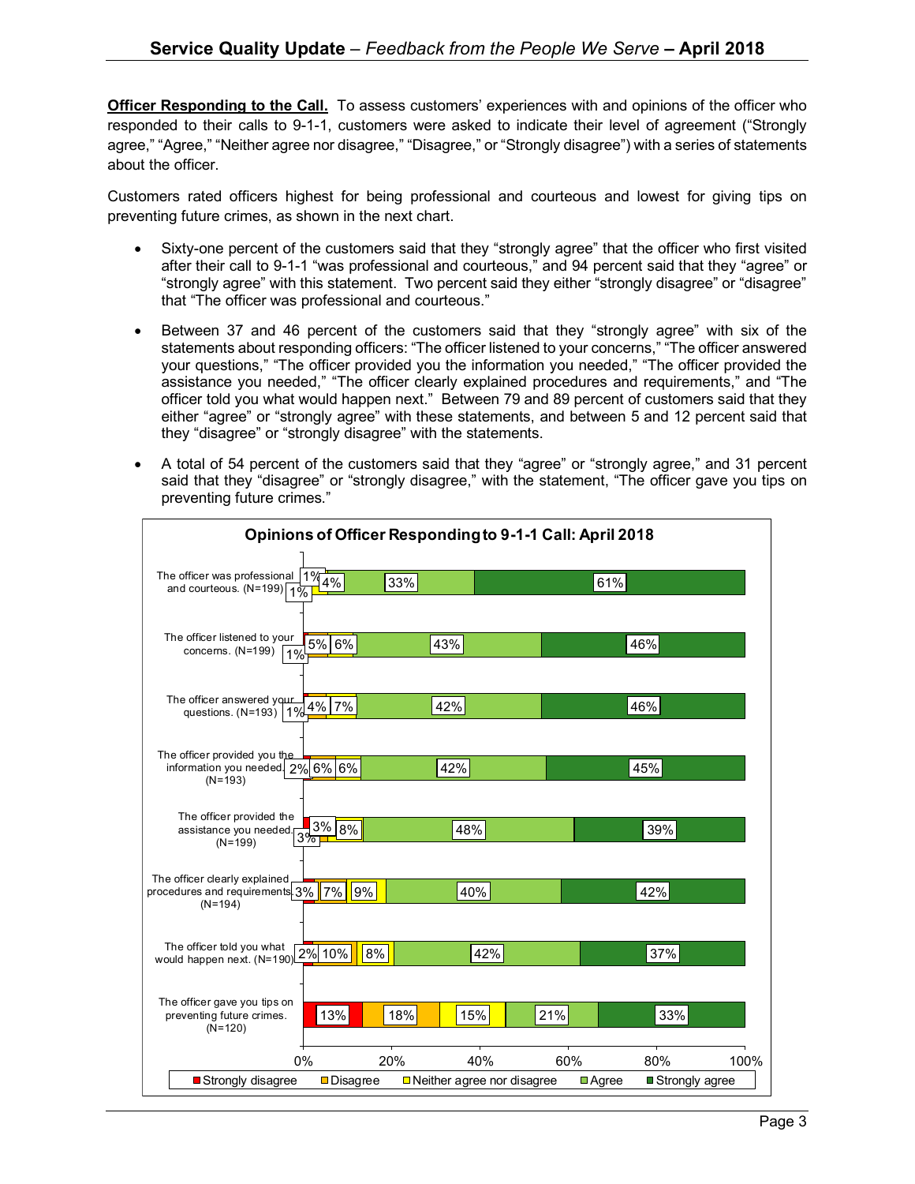**Officer Responding to the Call.** To assess customers' experiences with and opinions of the officer who responded to their calls to 9-1-1, customers were asked to indicate their level of agreement ("Strongly agree," "Agree," "Neither agree nor disagree," "Disagree," or "Strongly disagree") with a series of statements about the officer.

Customers rated officers highest for being professional and courteous and lowest for giving tips on preventing future crimes, as shown in the next chart.

- Sixty-one percent of the customers said that they "strongly agree" that the officer who first visited after their call to 9-1-1 "was professional and courteous," and 94 percent said that they "agree" or "strongly agree" with this statement. Two percent said they either "strongly disagree" or "disagree" that "The officer was professional and courteous."
- Between 37 and 46 percent of the customers said that they "strongly agree" with six of the statements about responding officers: "The officer listened to your concerns," "The officer answered your questions," "The officer provided you the information you needed," "The officer provided the assistance you needed," "The officer clearly explained procedures and requirements," and "The officer told you what would happen next." Between 79 and 89 percent of customers said that they either "agree" or "strongly agree" with these statements, and between 5 and 12 percent said that they "disagree" or "strongly disagree" with the statements.
- A total of 54 percent of the customers said that they "agree" or "strongly agree," and 31 percent said that they "disagree" or "strongly disagree," with the statement, "The officer gave you tips on preventing future crimes."

**Opinions of Officer Responding to 9-1-1 Call: April 2018**

| Statement | Strongly disagree | Disagree | Neither agree nor disagree | Agree | Strongly agree |
|---|---|---|---|---|---|
| The officer was professional and courteous. (N=199) | 1% | 1% | 4% | 33% | 61% |
| The officer listened to your concerns. (N=199) | 1% | 5% | 6% | 43% | 46% |
| The officer answered your questions. (N=193) | 1% | 4% | 7% | 42% | 46% |
| The officer provided you the information you needed. (N=193) | 2% | 6% | 6% | 42% | 45% |
| The officer provided the assistance you needed. (N=199) | 3% | 3% | 8% | 48% | 39% |
| The officer clearly explained procedures and requirements. (N=194) | 3% | 7% | 9% | 40% | 42% |
| The officer told you what would happen next. (N=190) | 2% | 10% | 8% | 42% | 37% |
| The officer gave you tips on preventing future crimes. (N=120) | 13% | 18% | 15% | 21% | 33% |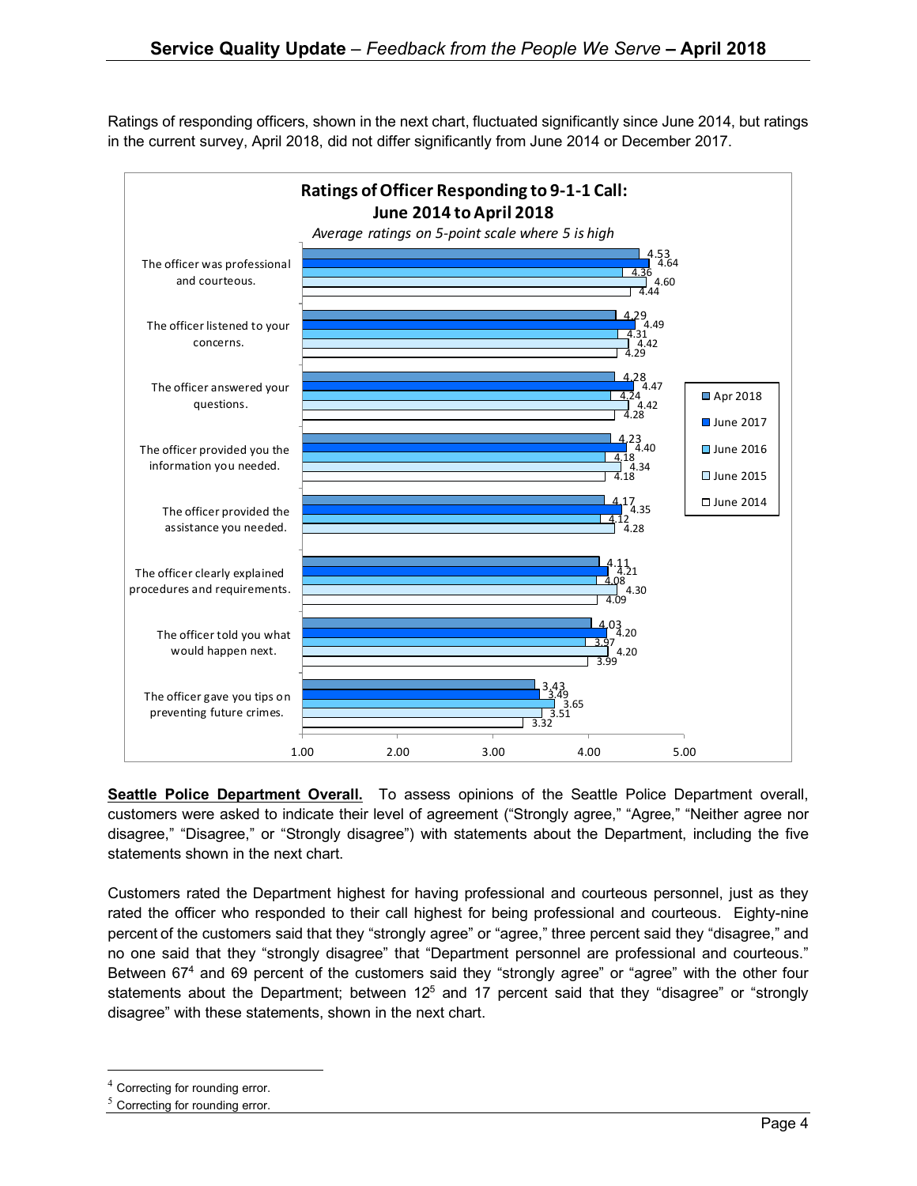Ratings of responding officers, shown in the next chart, fluctuated significantly since June 2014, but ratings in the current survey, April 2018, did not differ significantly from June 2014 or December 2017.

**Ratings of Officer Responding to 9-1-1 Call: June 2014 to April 2018**

*Average ratings on 5-point scale where 5 is high*

| | Apr 2018 | June 2017 | June 2016 | June 2015 | June 2014 |
|---|---|---|---|---|---|
| The officer was professional and courteous. | 4.53 | 4.64 | 4.36 | 4.60 | 4.44 |
| The officer listened to your concerns. | 4.29 | 4.49 | 4.31 | 4.42 | 4.29 |
| The officer answered your questions. | 4.28 | 4.47 | 4.24 | 4.42 | 4.28 |
| The officer provided you the information you needed. | 4.23 | 4.40 | 4.18 | 4.34 | 4.18 |
| The officer provided the assistance you needed. | 4.17 | 4.35 | 4.12 | 4.28 | |
| The officer clearly explained procedures and requirements. | 4.11 | 4.21 | 4.08 | 4.30 | 4.09 |
| The officer told you what would happen next. | 4.03 | 4.20 | 3.97 | 4.20 | 3.99 |
| The officer gave you tips on preventing future crimes. | 3.43 | 3.49 | 3.65 | 3.51 | 3.32 |

**Seattle Police Department Overall.** To assess opinions of the Seattle Police Department overall, customers were asked to indicate their level of agreement ("Strongly agree," "Agree," "Neither agree nor disagree," "Disagree," or "Strongly disagree") with statements about the Department, including the five statements shown in the next chart.

Customers rated the Department highest for having professional and courteous personnel, just as they rated the officer who responded to their call highest for being professional and courteous. Eighty-nine percent of the customers said that they "strongly agree" or "agree," three percent said they "disagree," and no one said that they "strongly disagree" that "Department personnel are professional and courteous." Between 67[4] and 69 percent of the customers said they "strongly agree" or "agree" with the other four statements about the Department; between 12[5] and 17 percent said that they "disagree" or "strongly disagree" with these statements, shown in the next chart.

[4] Correcting for rounding error.

[5] Correcting for rounding error.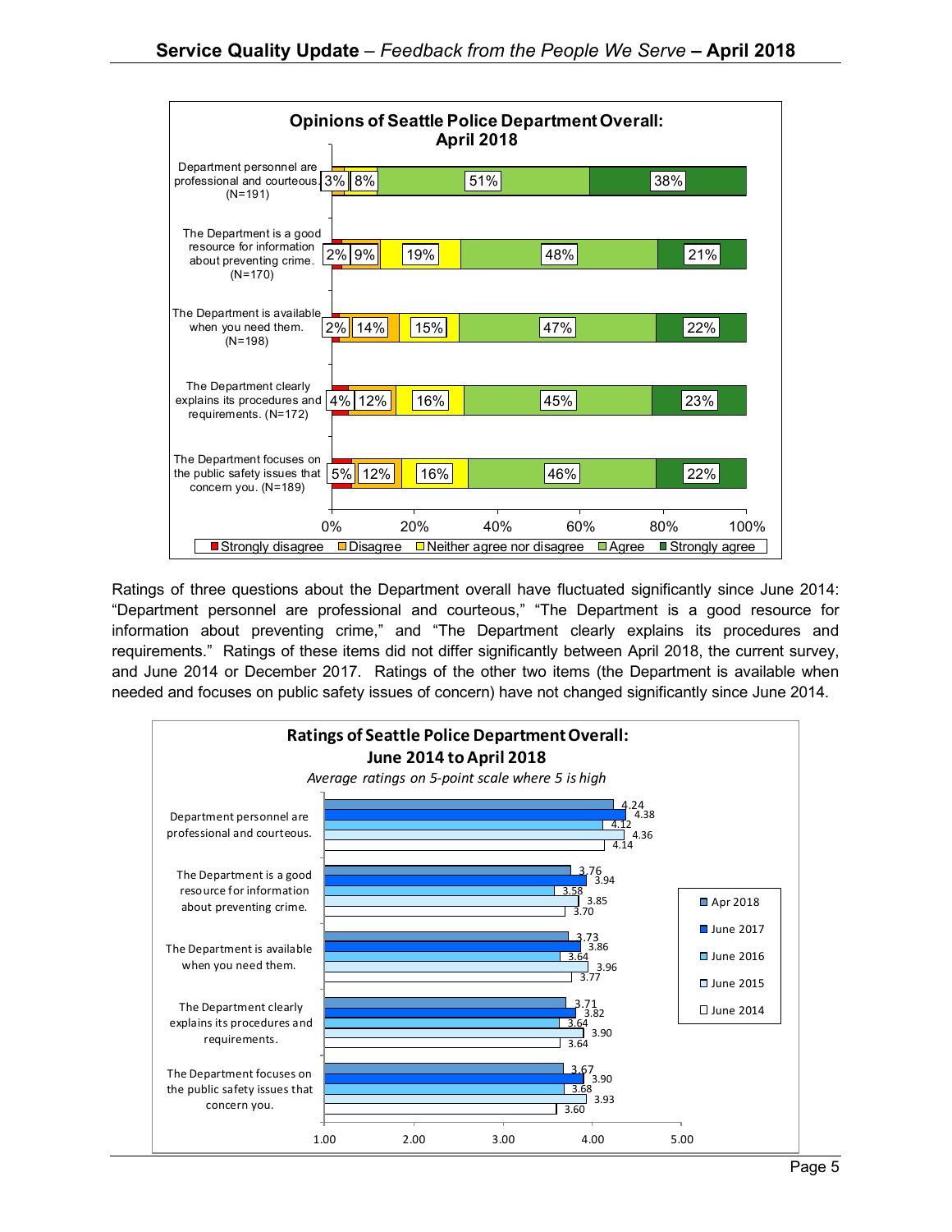**Opinions of Seattle Police Department Overall: April 2018**

| Item | Strongly disagree | Disagree | Neither agree nor disagree | Agree | Strongly agree |
|---|---|---|---|---|---|
| Department personnel are professional and courteous. (N=191) | | 3% | 8% | 51% | 38% |
| The Department is a good resource for information about preventing crime. (N=170) | 2% | 9% | 19% | 48% | 21% |
| The Department is available when you need them. (N=198) | 2% | 14% | 15% | 47% | 22% |
| The Department clearly explains its procedures and requirements. (N=172) | 4% | 12% | 16% | 45% | 23% |
| The Department focuses on the public safety issues that concern you. (N=189) | 5% | 12% | 16% | 46% | 22% |

Ratings of three questions about the Department overall have fluctuated significantly since June 2014: "Department personnel are professional and courteous," "The Department is a good resource for information about preventing crime," and "The Department clearly explains its procedures and requirements." Ratings of these items did not differ significantly between April 2018, the current survey, and June 2014 or December 2017. Ratings of the other two items (the Department is available when needed and focuses on public safety issues of concern) have not changed significantly since June 2014.

**Ratings of Seattle Police Department Overall: June 2014 to April 2018**

*Average ratings on 5-point scale where 5 is high*

| Item | Apr 2018 | June 2017 | June 2016 | June 2015 | June 2014 |
|---|---|---|---|---|---|
| Department personnel are professional and courteous. | 4.24 | 4.38 | 4.12 | 4.36 | 4.14 |
| The Department is a good resource for information about preventing crime. | 3.76 | 3.94 | 3.58 | 3.85 | 3.70 |
| The Department is available when you need them. | 3.73 | 3.86 | 3.64 | 3.96 | 3.77 |
| The Department clearly explains its procedures and requirements. | 3.71 | 3.82 | 3.64 | 3.90 | 3.64 |
| The Department focuses on the public safety issues that concern you. | 3.67 | 3.90 | 3.68 | 3.93 | 3.60 |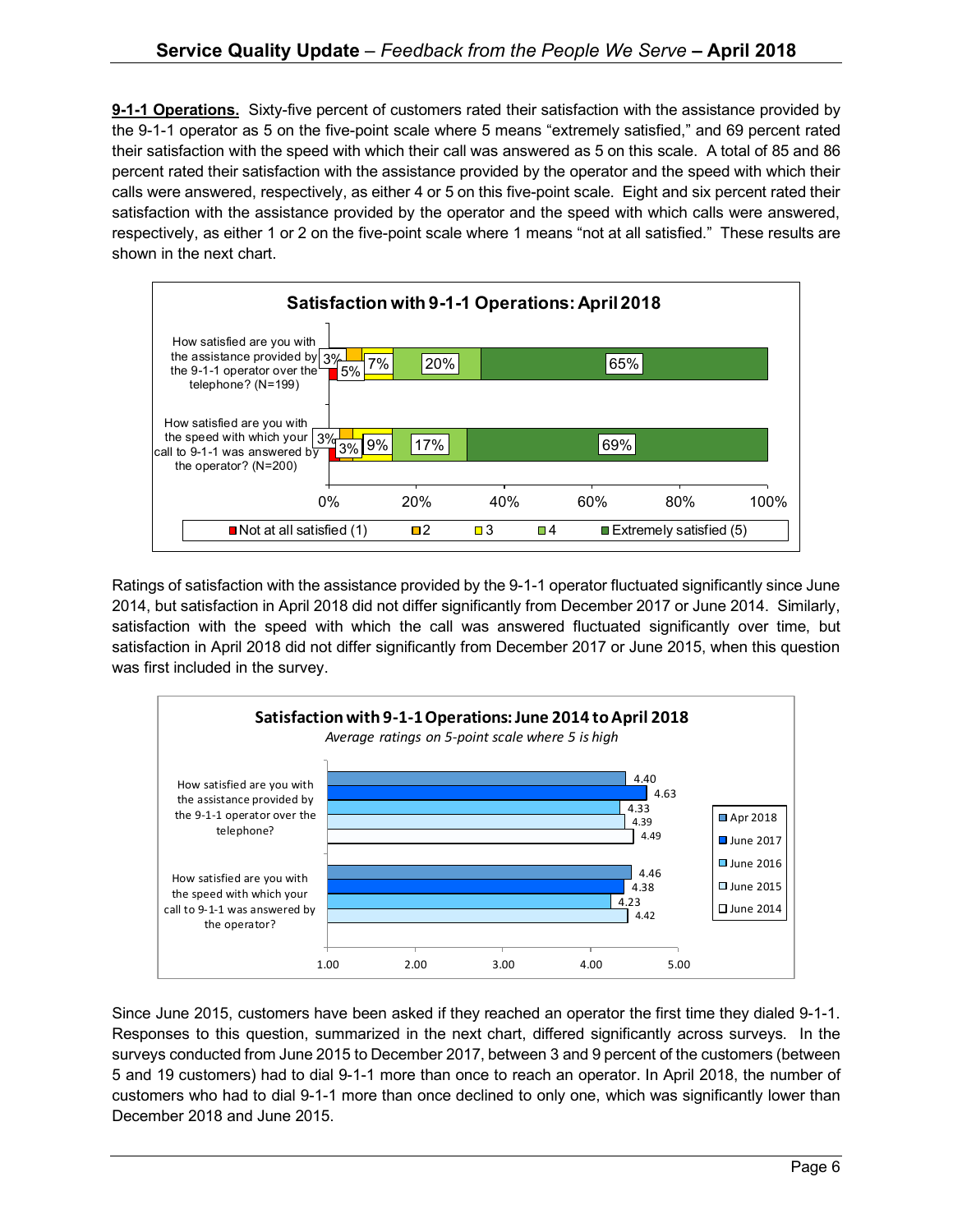**9-1-1 Operations.** Sixty-five percent of customers rated their satisfaction with the assistance provided by the 9-1-1 operator as 5 on the five-point scale where 5 means "extremely satisfied," and 69 percent rated their satisfaction with the speed with which their call was answered as 5 on this scale. A total of 85 and 86 percent rated their satisfaction with the assistance provided by the operator and the speed with which their calls were answered, respectively, as either 4 or 5 on this five-point scale. Eight and six percent rated their satisfaction with the assistance provided by the operator and the speed with which calls were answered, respectively, as either 1 or 2 on the five-point scale where 1 means "not at all satisfied." These results are shown in the next chart.

**Satisfaction with 9-1-1 Operations: April 2018**

| Question | Not at all satisfied (1) | 2 | 3 | 4 | Extremely satisfied (5) |
|---|---|---|---|---|---|
| How satisfied are you with the assistance provided by the 9-1-1 operator over the telephone? (N=199) | 3% | 5% | 7% | 20% | 65% |
| How satisfied are you with the speed with which your call to 9-1-1 was answered by the operator? (N=200) | 3% | 3% | 9% | 17% | 69% |

Ratings of satisfaction with the assistance provided by the 9-1-1 operator fluctuated significantly since June 2014, but satisfaction in April 2018 did not differ significantly from December 2017 or June 2014. Similarly, satisfaction with the speed with which the call was answered fluctuated significantly over time, but satisfaction in April 2018 did not differ significantly from December 2017 or June 2015, when this question was first included in the survey.

**Satisfaction with 9-1-1 Operations: June 2014 to April 2018**

*Average ratings on 5-point scale where 5 is high*

| Question | Apr 2018 | June 2017 | June 2016 | June 2015 | June 2014 |
|---|---|---|---|---|---|
| How satisfied are you with the assistance provided by the 9-1-1 operator over the telephone? | 4.40 | 4.63 | 4.33 | 4.39 | 4.49 |
| How satisfied are you with the speed with which your call to 9-1-1 was answered by the operator? | 4.46 | 4.38 | 4.23 | 4.42 | |

Since June 2015, customers have been asked if they reached an operator the first time they dialed 9-1-1. Responses to this question, summarized in the next chart, differed significantly across surveys. In the surveys conducted from June 2015 to December 2017, between 3 and 9 percent of the customers (between 5 and 19 customers) had to dial 9-1-1 more than once to reach an operator. In April 2018, the number of customers who had to dial 9-1-1 more than once declined to only one, which was significantly lower than December 2018 and June 2015.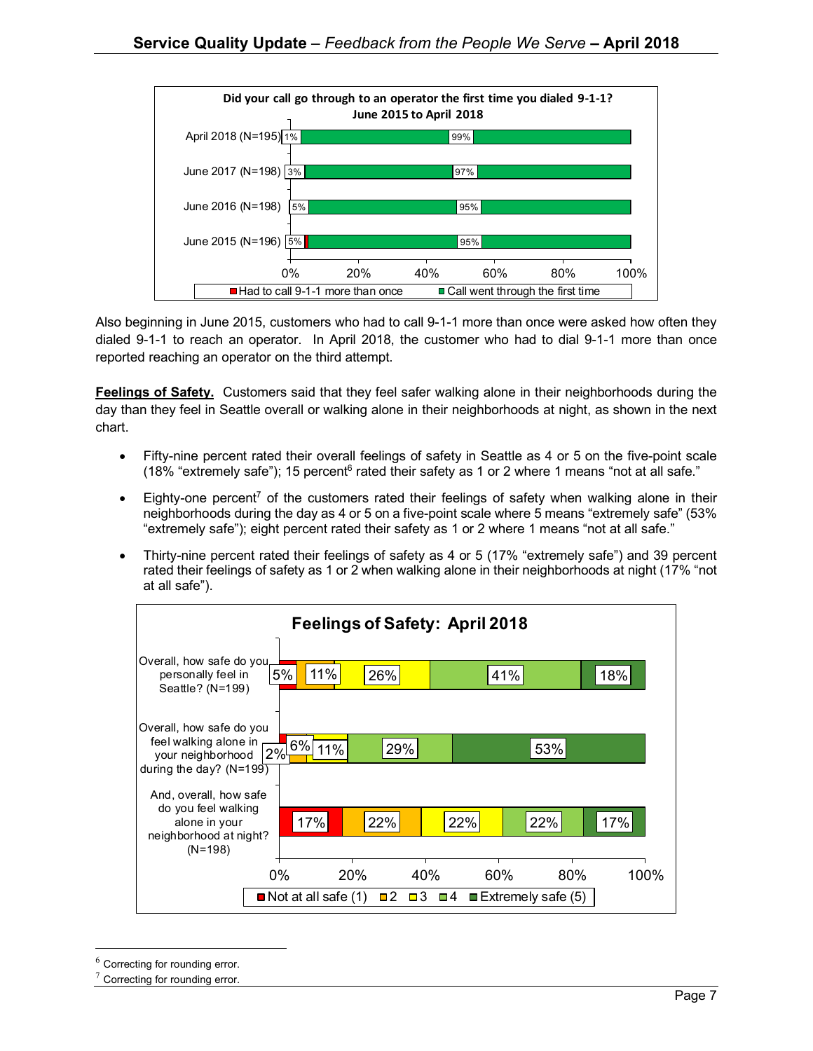**Did your call go through to an operator the first time you dialed 9-1-1?**
**June 2015 to April 2018**

| | Had to call 9-1-1 more than once | Call went through the first time |
|---|---|---|
| April 2018 (N=195) | 1% | 99% |
| June 2017 (N=198) | 3% | 97% |
| June 2016 (N=198) | 5% | 95% |
| June 2015 (N=196) | 5% | 95% |

Also beginning in June 2015, customers who had to call 9-1-1 more than once were asked how often they dialed 9-1-1 to reach an operator. In April 2018, the customer who had to dial 9-1-1 more than once reported reaching an operator on the third attempt.

**Feelings of Safety.** Customers said that they feel safer walking alone in their neighborhoods during the day than they feel in Seattle overall or walking alone in their neighborhoods at night, as shown in the next chart.

- Fifty-nine percent rated their overall feelings of safety in Seattle as 4 or 5 on the five-point scale (18% "extremely safe"); 15 percent[6] rated their safety as 1 or 2 where 1 means "not at all safe."
- Eighty-one percent[7] of the customers rated their feelings of safety when walking alone in their neighborhoods during the day as 4 or 5 on a five-point scale where 5 means "extremely safe" (53% "extremely safe"); eight percent rated their safety as 1 or 2 where 1 means "not at all safe."
- Thirty-nine percent rated their feelings of safety as 4 or 5 (17% "extremely safe") and 39 percent rated their feelings of safety as 1 or 2 when walking alone in their neighborhoods at night (17% "not at all safe").

**Feelings of Safety: April 2018**

| | Not at all safe (1) | 2 | 3 | 4 | Extremely safe (5) |
|---|---|---|---|---|---|
| Overall, how safe do you personally feel in Seattle? (N=199) | 5% | 11% | 26% | 41% | 18% |
| Overall, how safe do you feel walking alone in your neighborhood during the day? (N=199) | 2% | 6% | 11% | 29% | 53% |
| And, overall, how safe do you feel walking alone in your neighborhood at night? (N=198) | 17% | 22% | 22% | 22% | 17% |

[6] Correcting for rounding error.

[7] Correcting for rounding error.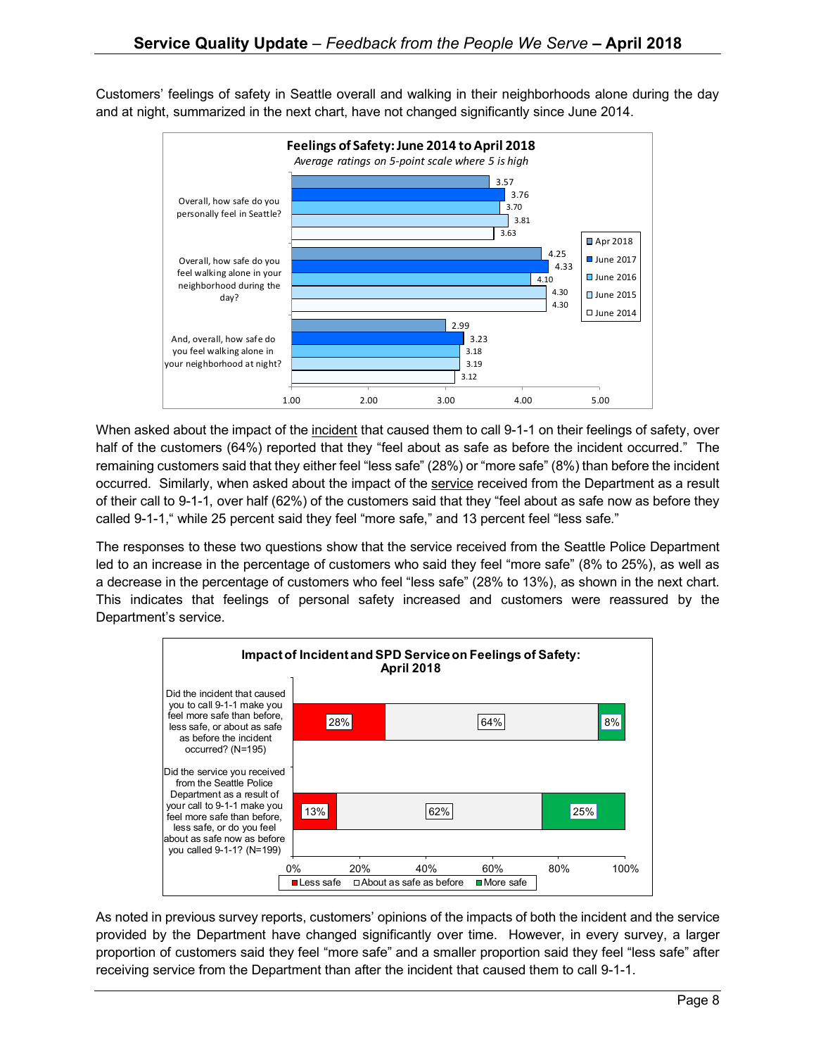Customers' feelings of safety in Seattle overall and walking in their neighborhoods alone during the day and at night, summarized in the next chart, have not changed significantly since June 2014.

**Feelings of Safety: June 2014 to April 2018**
*Average ratings on 5-point scale where 5 is high*

| | Apr 2018 | June 2017 | June 2016 | June 2015 | June 2014 |
|---|---|---|---|---|---|
| Overall, how safe do you personally feel in Seattle? | 3.57 | 3.76 | 3.70 | 3.81 | 3.63 |
| Overall, how safe do you feel walking alone in your neighborhood during the day? | 4.25 | 4.33 | 4.10 | 4.30 | 4.30 |
| And, overall, how safe do you feel walking alone in your neighborhood at night? | 2.99 | 3.23 | 3.18 | 3.19 | 3.12 |

When asked about the impact of the incident that caused them to call 9-1-1 on their feelings of safety, over half of the customers (64%) reported that they "feel about as safe as before the incident occurred." The remaining customers said that they either feel "less safe" (28%) or "more safe" (8%) than before the incident occurred. Similarly, when asked about the impact of the service received from the Department as a result of their call to 9-1-1, over half (62%) of the customers said that they "feel about as safe now as before they called 9-1-1," while 25 percent said they feel "more safe," and 13 percent feel "less safe."

The responses to these two questions show that the service received from the Seattle Police Department led to an increase in the percentage of customers who said they feel "more safe" (8% to 25%), as well as a decrease in the percentage of customers who feel "less safe" (28% to 13%), as shown in the next chart. This indicates that feelings of personal safety increased and customers were reassured by the Department's service.

**Impact of Incident and SPD Service on Feelings of Safety: April 2018**

| | Less safe | About as safe as before | More safe |
|---|---|---|---|
| Did the incident that caused you to call 9-1-1 make you feel more safe than before, less safe, or about as safe as before the incident occurred? (N=195) | 28% | 64% | 8% |
| Did the service you received from the Seattle Police Department as a result of your call to 9-1-1 make you feel more safe than before, less safe, or do you feel about as safe now as before you called 9-1-1? (N=199) | 13% | 62% | 25% |

As noted in previous survey reports, customers' opinions of the impacts of both the incident and the service provided by the Department have changed significantly over time. However, in every survey, a larger proportion of customers said they feel "more safe" and a smaller proportion said they feel "less safe" after receiving service from the Department than after the incident that caused them to call 9-1-1.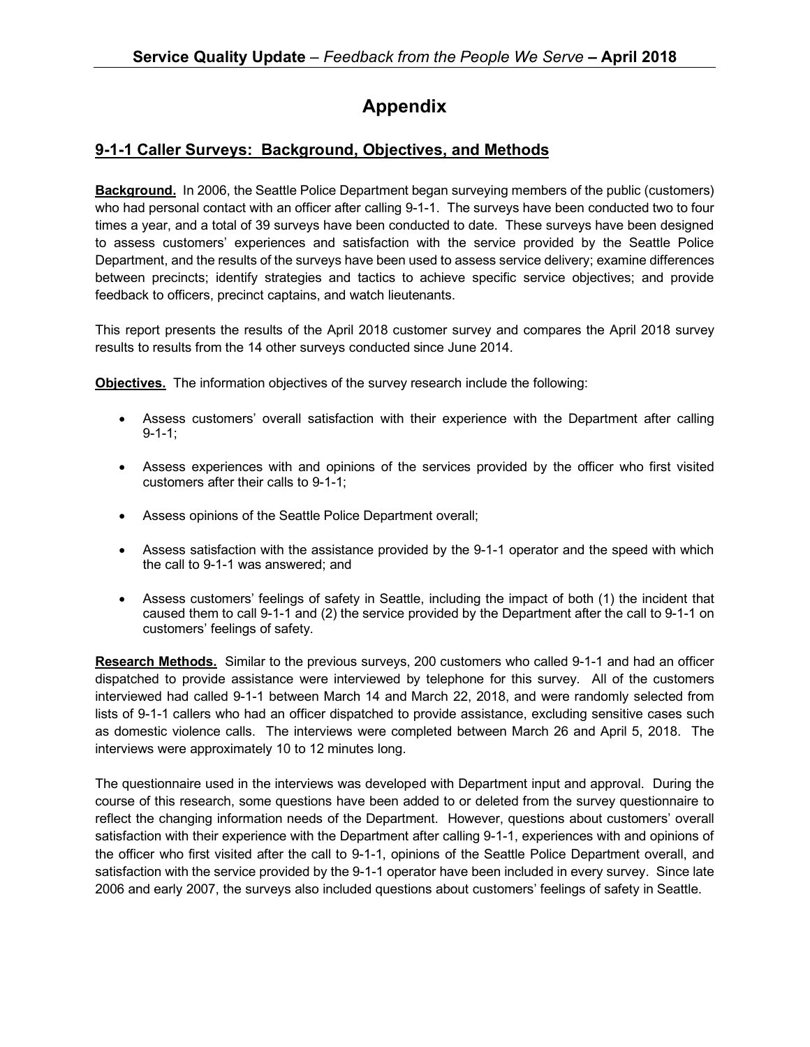# Appendix

## 9-1-1 Caller Surveys: Background, Objectives, and Methods

**Background.** In 2006, the Seattle Police Department began surveying members of the public (customers) who had personal contact with an officer after calling 9-1-1. The surveys have been conducted two to four times a year, and a total of 39 surveys have been conducted to date. These surveys have been designed to assess customers' experiences and satisfaction with the service provided by the Seattle Police Department, and the results of the surveys have been used to assess service delivery; examine differences between precincts; identify strategies and tactics to achieve specific service objectives; and provide feedback to officers, precinct captains, and watch lieutenants.

This report presents the results of the April 2018 customer survey and compares the April 2018 survey results to results from the 14 other surveys conducted since June 2014.

**Objectives.** The information objectives of the survey research include the following:

- Assess customers' overall satisfaction with their experience with the Department after calling 9-1-1;
- Assess experiences with and opinions of the services provided by the officer who first visited customers after their calls to 9-1-1;
- Assess opinions of the Seattle Police Department overall;
- Assess satisfaction with the assistance provided by the 9-1-1 operator and the speed with which the call to 9-1-1 was answered; and
- Assess customers' feelings of safety in Seattle, including the impact of both (1) the incident that caused them to call 9-1-1 and (2) the service provided by the Department after the call to 9-1-1 on customers' feelings of safety.

**Research Methods.** Similar to the previous surveys, 200 customers who called 9-1-1 and had an officer dispatched to provide assistance were interviewed by telephone for this survey. All of the customers interviewed had called 9-1-1 between March 14 and March 22, 2018, and were randomly selected from lists of 9-1-1 callers who had an officer dispatched to provide assistance, excluding sensitive cases such as domestic violence calls. The interviews were completed between March 26 and April 5, 2018. The interviews were approximately 10 to 12 minutes long.

The questionnaire used in the interviews was developed with Department input and approval. During the course of this research, some questions have been added to or deleted from the survey questionnaire to reflect the changing information needs of the Department. However, questions about customers' overall satisfaction with their experience with the Department after calling 9-1-1, experiences with and opinions of the officer who first visited after the call to 9-1-1, opinions of the Seattle Police Department overall, and satisfaction with the service provided by the 9-1-1 operator have been included in every survey. Since late 2006 and early 2007, the surveys also included questions about customers' feelings of safety in Seattle.